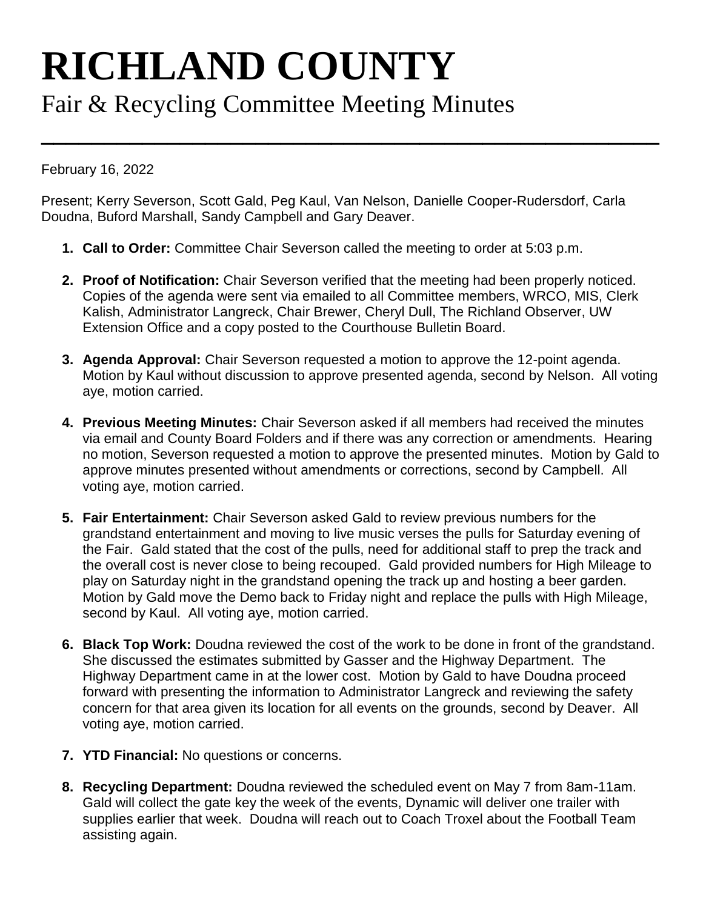# RICHLAND COUNTY

## Fair & Recycling Committee Meeting Minutes

---

February 16, 2022

Present; Kerry Severson, Scott Gald, Peg Kaul, Van Nelson, Danielle Cooper-Rudersdorf, Carla Doudna, Buford Marshall, Sandy Campbell and Gary Deaver.

1. **Call to Order:** Committee Chair Severson called the meeting to order at 5:03 p.m.

2. **Proof of Notification:** Chair Severson verified that the meeting had been properly noticed. Copies of the agenda were sent via emailed to all Committee members, WRCO, MIS, Clerk Kalish, Administrator Langreck, Chair Brewer, Cheryl Dull, The Richland Observer, UW Extension Office and a copy posted to the Courthouse Bulletin Board.

3. **Agenda Approval:** Chair Severson requested a motion to approve the 12-point agenda. Motion by Kaul without discussion to approve presented agenda, second by Nelson. All voting aye, motion carried.

4. **Previous Meeting Minutes:** Chair Severson asked if all members had received the minutes via email and County Board Folders and if there was any correction or amendments. Hearing no motion, Severson requested a motion to approve the presented minutes. Motion by Gald to approve minutes presented without amendments or corrections, second by Campbell. All voting aye, motion carried.

5. **Fair Entertainment:** Chair Severson asked Gald to review previous numbers for the grandstand entertainment and moving to live music verses the pulls for Saturday evening of the Fair. Gald stated that the cost of the pulls, need for additional staff to prep the track and the overall cost is never close to being recouped. Gald provided numbers for High Mileage to play on Saturday night in the grandstand opening the track up and hosting a beer garden. Motion by Gald move the Demo back to Friday night and replace the pulls with High Mileage, second by Kaul. All voting aye, motion carried.

6. **Black Top Work:** Doudna reviewed the cost of the work to be done in front of the grandstand. She discussed the estimates submitted by Gasser and the Highway Department. The Highway Department came in at the lower cost. Motion by Gald to have Doudna proceed forward with presenting the information to Administrator Langreck and reviewing the safety concern for that area given its location for all events on the grounds, second by Deaver. All voting aye, motion carried.

7. **YTD Financial:** No questions or concerns.

8. **Recycling Department:** Doudna reviewed the scheduled event on May 7 from 8am-11am. Gald will collect the gate key the week of the events, Dynamic will deliver one trailer with supplies earlier that week. Doudna will reach out to Coach Troxel about the Football Team assisting again.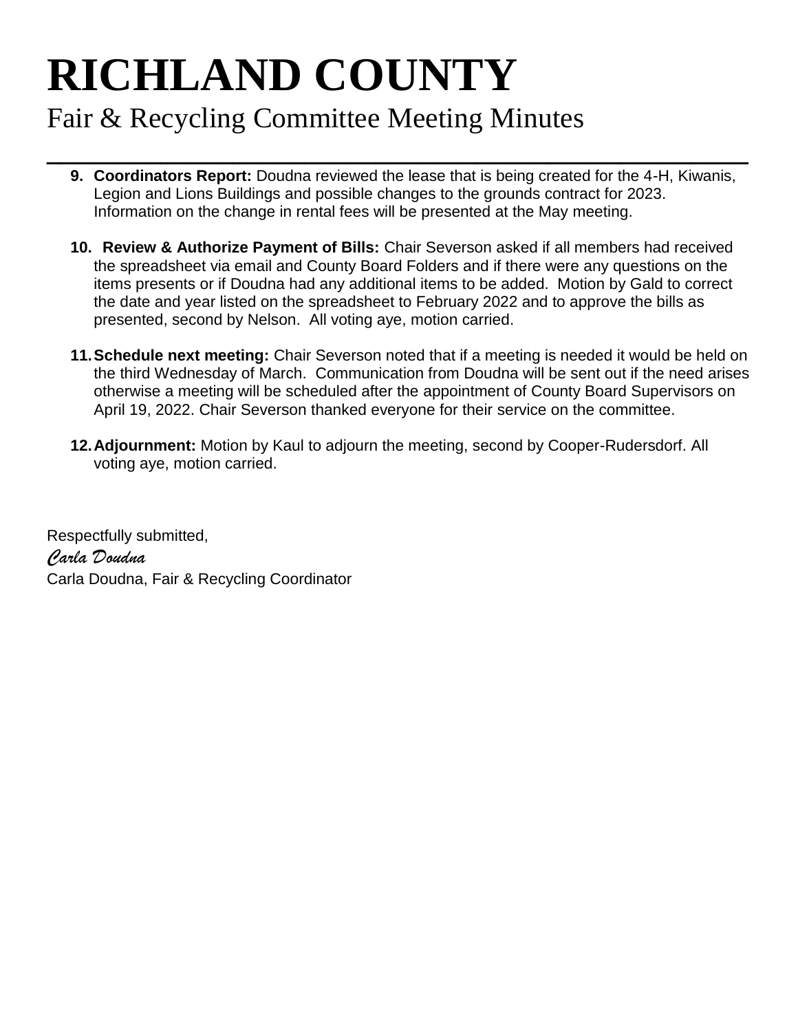# RICHLAND COUNTY

Fair & Recycling Committee Meeting Minutes

9. **Coordinators Report:** Doudna reviewed the lease that is being created for the 4-H, Kiwanis, Legion and Lions Buildings and possible changes to the grounds contract for 2023. Information on the change in rental fees will be presented at the May meeting.

10. **Review & Authorize Payment of Bills:** Chair Severson asked if all members had received the spreadsheet via email and County Board Folders and if there were any questions on the items presents or if Doudna had any additional items to be added. Motion by Gald to correct the date and year listed on the spreadsheet to February 2022 and to approve the bills as presented, second by Nelson. All voting aye, motion carried.

11. **Schedule next meeting:** Chair Severson noted that if a meeting is needed it would be held on the third Wednesday of March. Communication from Doudna will be sent out if the need arises otherwise a meeting will be scheduled after the appointment of County Board Supervisors on April 19, 2022. Chair Severson thanked everyone for their service on the committee.

12. **Adjournment:** Motion by Kaul to adjourn the meeting, second by Cooper-Rudersdorf. All voting aye, motion carried.

Respectfully submitted,

*Carla Doudna*

Carla Doudna, Fair & Recycling Coordinator